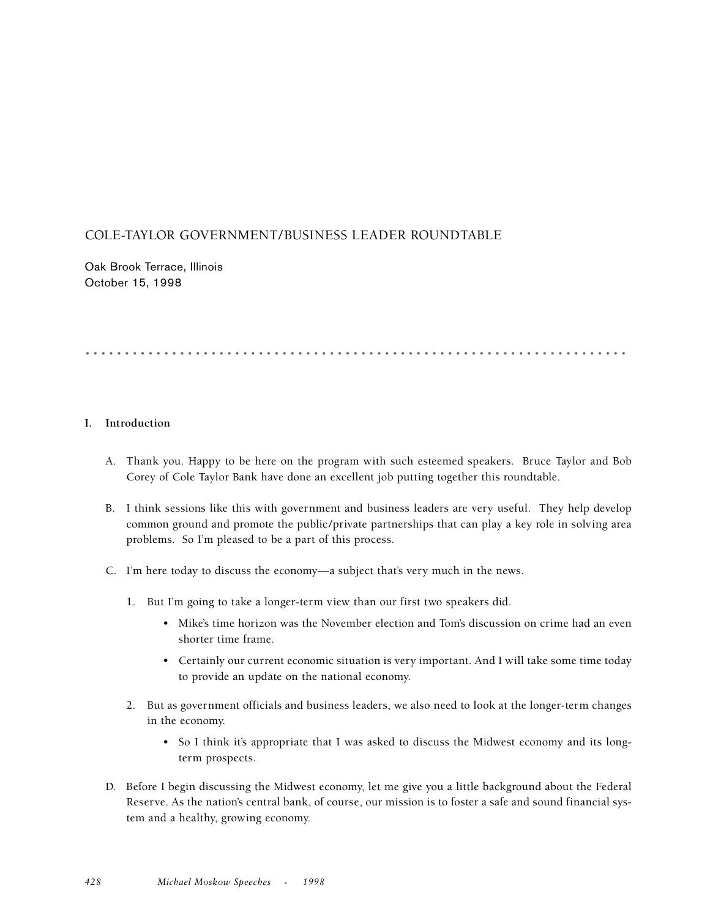# COLE-TAYLOR GOVERNMENT/BUSINESS LEADER ROUNDTABLE

Oak Brook Terrace, Illinois
October 15, 1998

## I. Introduction

A. Thank you. Happy to be here on the program with such esteemed speakers. Bruce Taylor and Bob Corey of Cole Taylor Bank have done an excellent job putting together this roundtable.

B. I think sessions like this with government and business leaders are very useful. They help develop common ground and promote the public/private partnerships that can play a key role in solving area problems. So I'm pleased to be a part of this process.

C. I'm here today to discuss the economy—a subject that's very much in the news.

   1. But I'm going to take a longer-term view than our first two speakers did.

      - Mike's time horizon was the November election and Tom's discussion on crime had an even shorter time frame.
      - Certainly our current economic situation is very important. And I will take some time today to provide an update on the national economy.

   2. But as government officials and business leaders, we also need to look at the longer-term changes in the economy.

      - So I think it's appropriate that I was asked to discuss the Midwest economy and its long-term prospects.

D. Before I begin discussing the Midwest economy, let me give you a little background about the Federal Reserve. As the nation's central bank, of course, our mission is to foster a safe and sound financial system and a healthy, growing economy.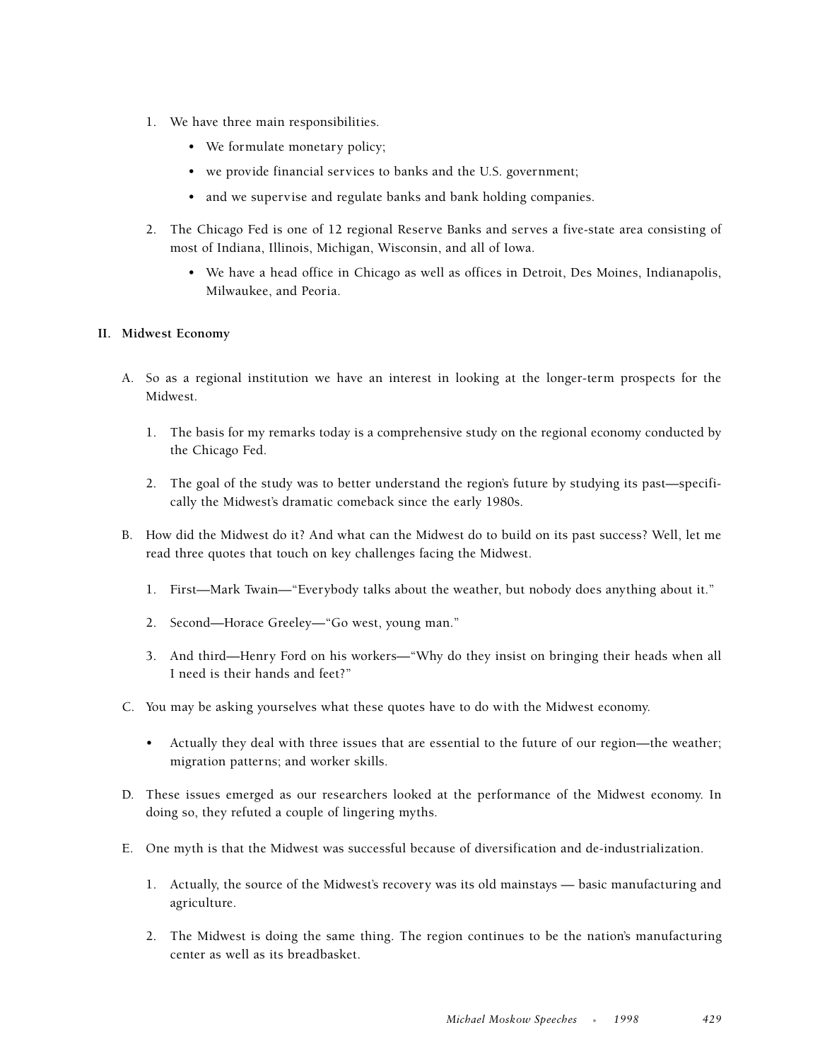1. We have three main responsibilities.
   - We formulate monetary policy;
   - we provide financial services to banks and the U.S. government;
   - and we supervise and regulate banks and bank holding companies.

2. The Chicago Fed is one of 12 regional Reserve Banks and serves a five-state area consisting of most of Indiana, Illinois, Michigan, Wisconsin, and all of Iowa.
   - We have a head office in Chicago as well as offices in Detroit, Des Moines, Indianapolis, Milwaukee, and Peoria.

**II. Midwest Economy**

A. So as a regional institution we have an interest in looking at the longer-term prospects for the Midwest.

   1. The basis for my remarks today is a comprehensive study on the regional economy conducted by the Chicago Fed.

   2. The goal of the study was to better understand the region's future by studying its past—specifically the Midwest's dramatic comeback since the early 1980s.

B. How did the Midwest do it? And what can the Midwest do to build on its past success? Well, let me read three quotes that touch on key challenges facing the Midwest.

   1. First—Mark Twain—"Everybody talks about the weather, but nobody does anything about it."

   2. Second—Horace Greeley—"Go west, young man."

   3. And third—Henry Ford on his workers—"Why do they insist on bringing their heads when all I need is their hands and feet?"

C. You may be asking yourselves what these quotes have to do with the Midwest economy.

   - Actually they deal with three issues that are essential to the future of our region—the weather; migration patterns; and worker skills.

D. These issues emerged as our researchers looked at the performance of the Midwest economy. In doing so, they refuted a couple of lingering myths.

E. One myth is that the Midwest was successful because of diversification and de-industrialization.

   1. Actually, the source of the Midwest's recovery was its old mainstays — basic manufacturing and agriculture.

   2. The Midwest is doing the same thing. The region continues to be the nation's manufacturing center as well as its breadbasket.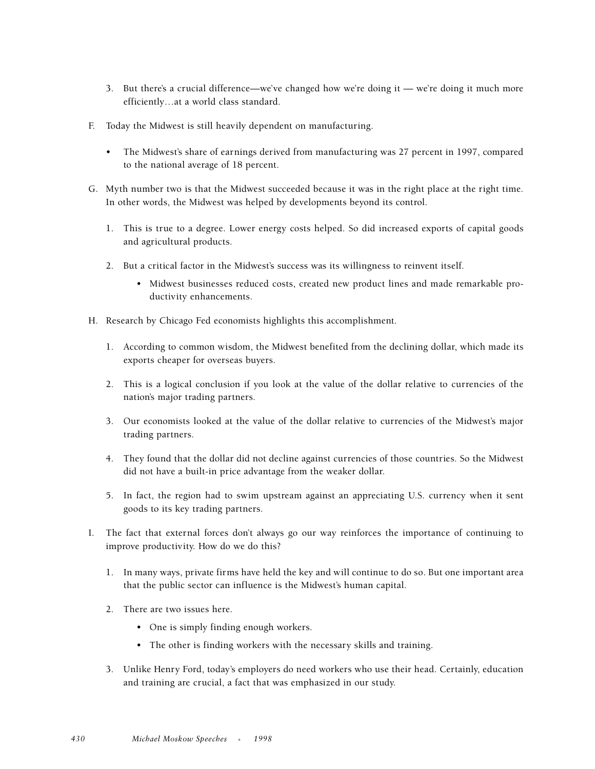3. But there's a crucial difference—we've changed how we're doing it — we're doing it much more efficiently…at a world class standard.

F. Today the Midwest is still heavily dependent on manufacturing.

- The Midwest's share of earnings derived from manufacturing was 27 percent in 1997, compared to the national average of 18 percent.

G. Myth number two is that the Midwest succeeded because it was in the right place at the right time. In other words, the Midwest was helped by developments beyond its control.

1. This is true to a degree. Lower energy costs helped. So did increased exports of capital goods and agricultural products.

2. But a critical factor in the Midwest's success was its willingness to reinvent itself.

   - Midwest businesses reduced costs, created new product lines and made remarkable productivity enhancements.

H. Research by Chicago Fed economists highlights this accomplishment.

1. According to common wisdom, the Midwest benefited from the declining dollar, which made its exports cheaper for overseas buyers.

2. This is a logical conclusion if you look at the value of the dollar relative to currencies of the nation's major trading partners.

3. Our economists looked at the value of the dollar relative to currencies of the Midwest's major trading partners.

4. They found that the dollar did not decline against currencies of those countries. So the Midwest did not have a built-in price advantage from the weaker dollar.

5. In fact, the region had to swim upstream against an appreciating U.S. currency when it sent goods to its key trading partners.

I. The fact that external forces don't always go our way reinforces the importance of continuing to improve productivity. How do we do this?

1. In many ways, private firms have held the key and will continue to do so. But one important area that the public sector can influence is the Midwest's human capital.

2. There are two issues here.

   - One is simply finding enough workers.
   - The other is finding workers with the necessary skills and training.

3. Unlike Henry Ford, today's employers do need workers who use their head. Certainly, education and training are crucial, a fact that was emphasized in our study.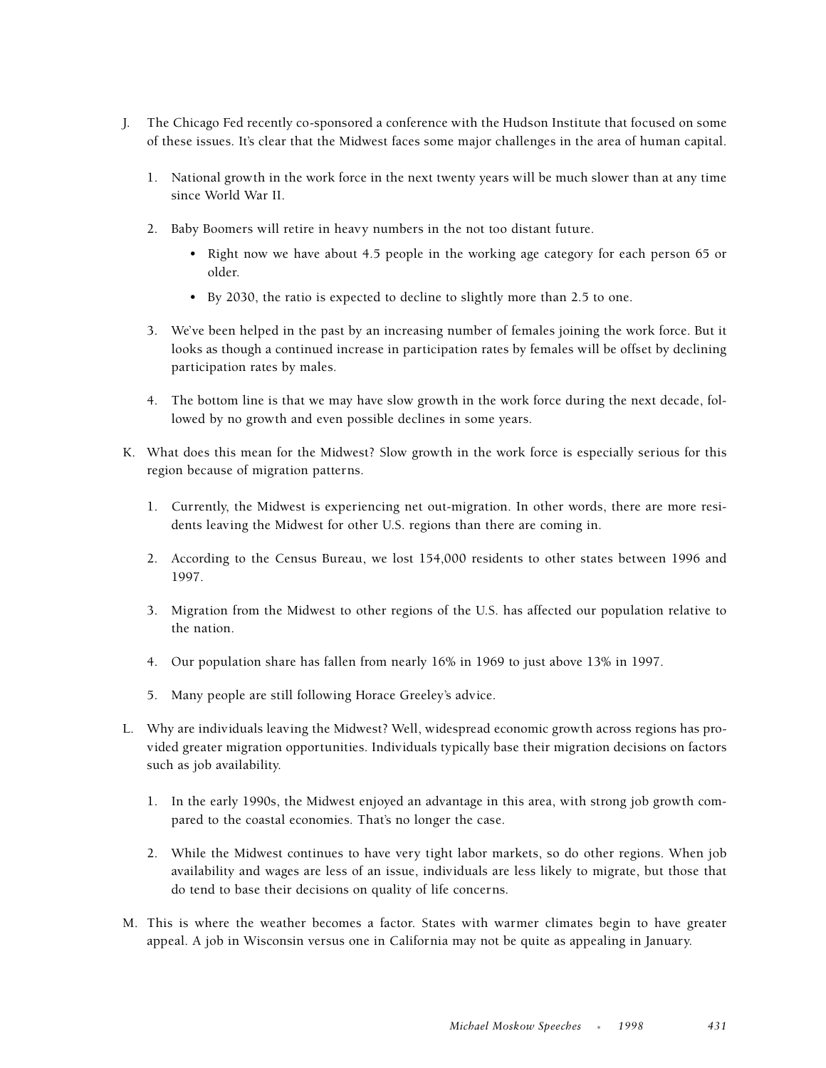J. The Chicago Fed recently co-sponsored a conference with the Hudson Institute that focused on some of these issues. It's clear that the Midwest faces some major challenges in the area of human capital.

   1. National growth in the work force in the next twenty years will be much slower than at any time since World War II.

   2. Baby Boomers will retire in heavy numbers in the not too distant future.

      - Right now we have about 4.5 people in the working age category for each person 65 or older.

      - By 2030, the ratio is expected to decline to slightly more than 2.5 to one.

   3. We've been helped in the past by an increasing number of females joining the work force. But it looks as though a continued increase in participation rates by females will be offset by declining participation rates by males.

   4. The bottom line is that we may have slow growth in the work force during the next decade, followed by no growth and even possible declines in some years.

K. What does this mean for the Midwest? Slow growth in the work force is especially serious for this region because of migration patterns.

   1. Currently, the Midwest is experiencing net out-migration. In other words, there are more residents leaving the Midwest for other U.S. regions than there are coming in.

   2. According to the Census Bureau, we lost 154,000 residents to other states between 1996 and 1997.

   3. Migration from the Midwest to other regions of the U.S. has affected our population relative to the nation.

   4. Our population share has fallen from nearly 16% in 1969 to just above 13% in 1997.

   5. Many people are still following Horace Greeley's advice.

L. Why are individuals leaving the Midwest? Well, widespread economic growth across regions has provided greater migration opportunities. Individuals typically base their migration decisions on factors such as job availability.

   1. In the early 1990s, the Midwest enjoyed an advantage in this area, with strong job growth compared to the coastal economies. That's no longer the case.

   2. While the Midwest continues to have very tight labor markets, so do other regions. When job availability and wages are less of an issue, individuals are less likely to migrate, but those that do tend to base their decisions on quality of life concerns.

M. This is where the weather becomes a factor. States with warmer climates begin to have greater appeal. A job in Wisconsin versus one in California may not be quite as appealing in January.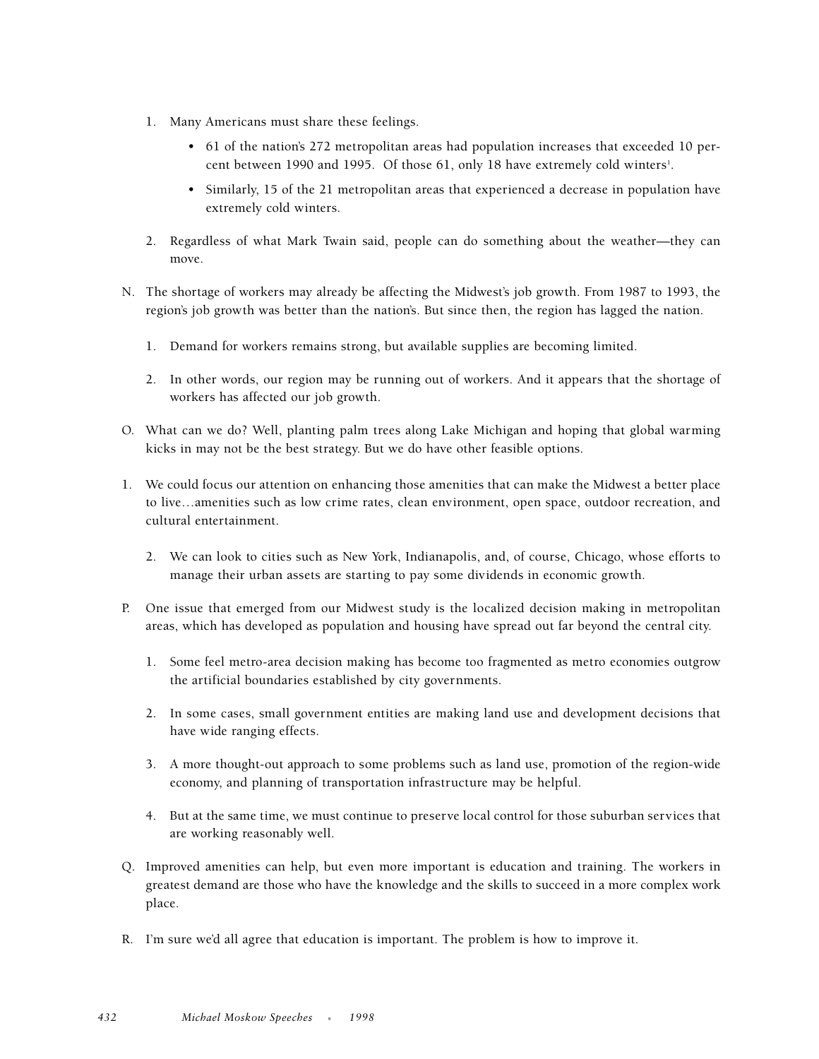1. Many Americans must share these feelings.

   - 61 of the nation's 272 metropolitan areas had population increases that exceeded 10 percent between 1990 and 1995. Of those 61, only 18 have extremely cold winters[1].
   - Similarly, 15 of the 21 metropolitan areas that experienced a decrease in population have extremely cold winters.

2. Regardless of what Mark Twain said, people can do something about the weather—they can move.

N. The shortage of workers may already be affecting the Midwest's job growth. From 1987 to 1993, the region's job growth was better than the nation's. But since then, the region has lagged the nation.

   1. Demand for workers remains strong, but available supplies are becoming limited.
   2. In other words, our region may be running out of workers. And it appears that the shortage of workers has affected our job growth.

O. What can we do? Well, planting palm trees along Lake Michigan and hoping that global warming kicks in may not be the best strategy. But we do have other feasible options.

1. We could focus our attention on enhancing those amenities that can make the Midwest a better place to live…amenities such as low crime rates, clean environment, open space, outdoor recreation, and cultural entertainment.

   2. We can look to cities such as New York, Indianapolis, and, of course, Chicago, whose efforts to manage their urban assets are starting to pay some dividends in economic growth.

P. One issue that emerged from our Midwest study is the localized decision making in metropolitan areas, which has developed as population and housing have spread out far beyond the central city.

   1. Some feel metro-area decision making has become too fragmented as metro economies outgrow the artificial boundaries established by city governments.
   2. In some cases, small government entities are making land use and development decisions that have wide ranging effects.
   3. A more thought-out approach to some problems such as land use, promotion of the region-wide economy, and planning of transportation infrastructure may be helpful.
   4. But at the same time, we must continue to preserve local control for those suburban services that are working reasonably well.

Q. Improved amenities can help, but even more important is education and training. The workers in greatest demand are those who have the knowledge and the skills to succeed in a more complex work place.

R. I'm sure we'd all agree that education is important. The problem is how to improve it.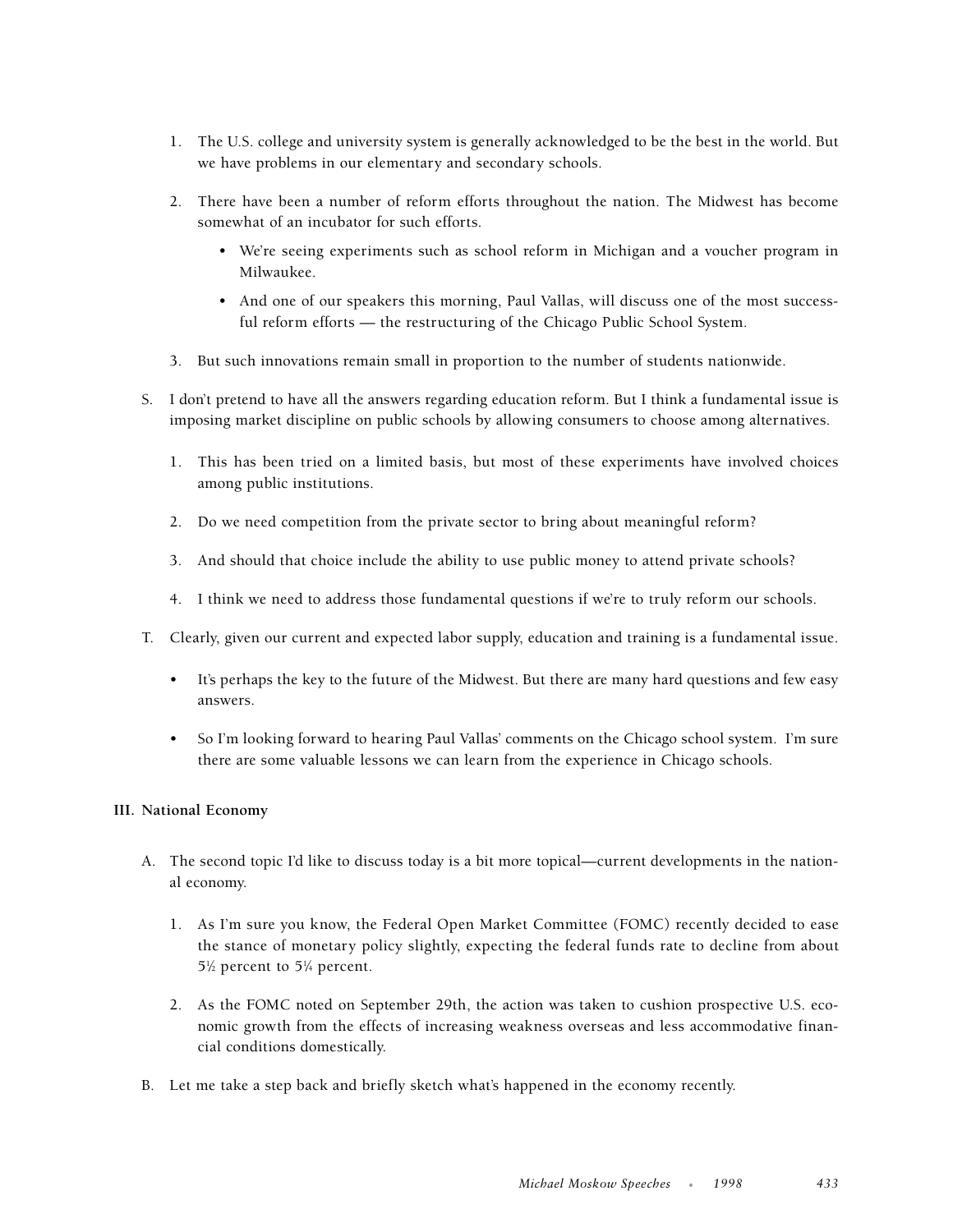1. The U.S. college and university system is generally acknowledged to be the best in the world. But we have problems in our elementary and secondary schools.

2. There have been a number of reform efforts throughout the nation. The Midwest has become somewhat of an incubator for such efforts.

   - We're seeing experiments such as school reform in Michigan and a voucher program in Milwaukee.

   - And one of our speakers this morning, Paul Vallas, will discuss one of the most successful reform efforts — the restructuring of the Chicago Public School System.

3. But such innovations remain small in proportion to the number of students nationwide.

S. I don't pretend to have all the answers regarding education reform. But I think a fundamental issue is imposing market discipline on public schools by allowing consumers to choose among alternatives.

1. This has been tried on a limited basis, but most of these experiments have involved choices among public institutions.

2. Do we need competition from the private sector to bring about meaningful reform?

3. And should that choice include the ability to use public money to attend private schools?

4. I think we need to address those fundamental questions if we're to truly reform our schools.

T. Clearly, given our current and expected labor supply, education and training is a fundamental issue.

- It's perhaps the key to the future of the Midwest. But there are many hard questions and few easy answers.

- So I'm looking forward to hearing Paul Vallas' comments on the Chicago school system. I'm sure there are some valuable lessons we can learn from the experience in Chicago schools.

**III. National Economy**

A. The second topic I'd like to discuss today is a bit more topical—current developments in the national economy.

1. As I'm sure you know, the Federal Open Market Committee (FOMC) recently decided to ease the stance of monetary policy slightly, expecting the federal funds rate to decline from about 5½ percent to 5¼ percent.

2. As the FOMC noted on September 29th, the action was taken to cushion prospective U.S. economic growth from the effects of increasing weakness overseas and less accommodative financial conditions domestically.

B. Let me take a step back and briefly sketch what's happened in the economy recently.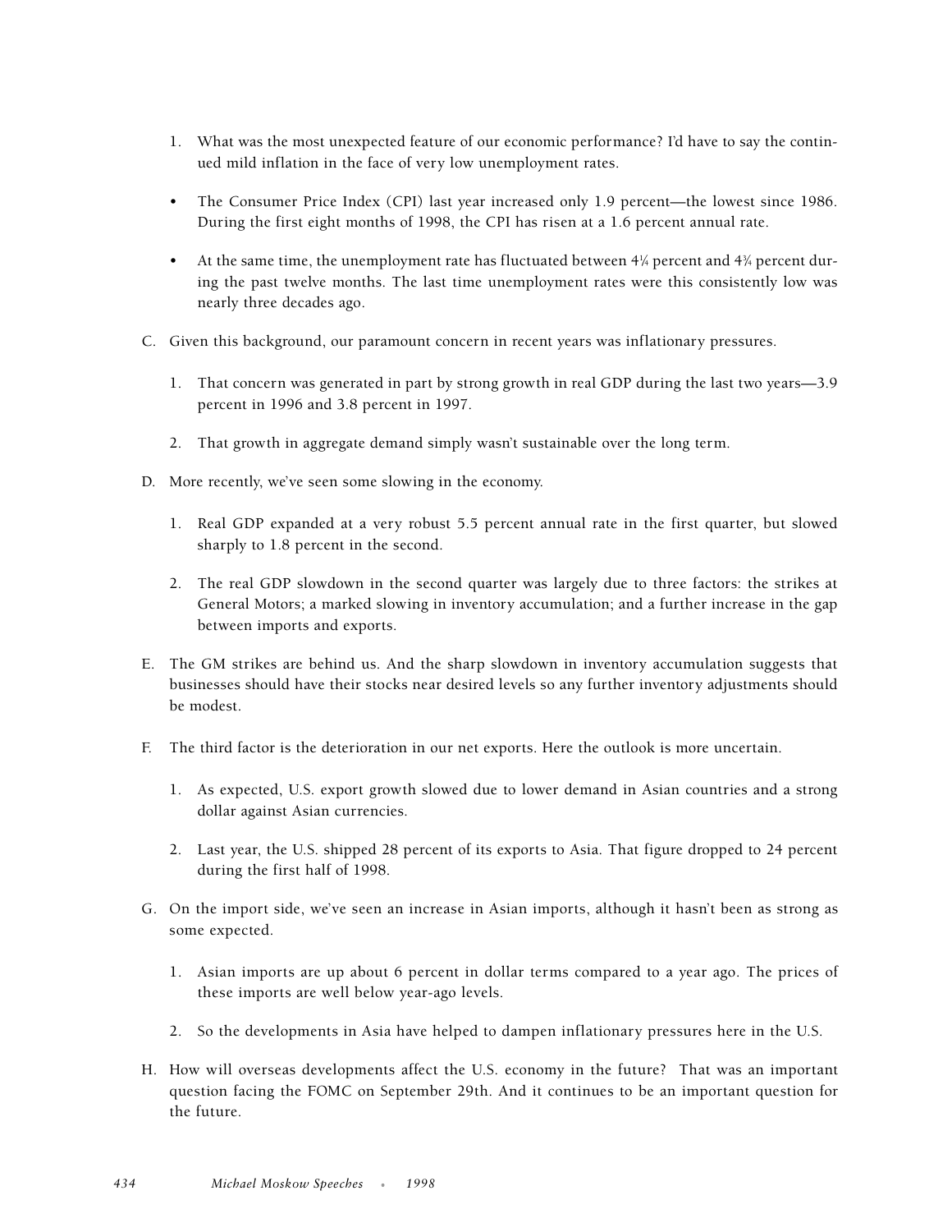1. What was the most unexpected feature of our economic performance? I'd have to say the continued mild inflation in the face of very low unemployment rates.

- The Consumer Price Index (CPI) last year increased only 1.9 percent—the lowest since 1986. During the first eight months of 1998, the CPI has risen at a 1.6 percent annual rate.

- At the same time, the unemployment rate has fluctuated between 4¼ percent and 4¾ percent during the past twelve months. The last time unemployment rates were this consistently low was nearly three decades ago.

C. Given this background, our paramount concern in recent years was inflationary pressures.

1. That concern was generated in part by strong growth in real GDP during the last two years—3.9 percent in 1996 and 3.8 percent in 1997.

2. That growth in aggregate demand simply wasn't sustainable over the long term.

D. More recently, we've seen some slowing in the economy.

1. Real GDP expanded at a very robust 5.5 percent annual rate in the first quarter, but slowed sharply to 1.8 percent in the second.

2. The real GDP slowdown in the second quarter was largely due to three factors: the strikes at General Motors; a marked slowing in inventory accumulation; and a further increase in the gap between imports and exports.

E. The GM strikes are behind us. And the sharp slowdown in inventory accumulation suggests that businesses should have their stocks near desired levels so any further inventory adjustments should be modest.

F. The third factor is the deterioration in our net exports. Here the outlook is more uncertain.

1. As expected, U.S. export growth slowed due to lower demand in Asian countries and a strong dollar against Asian currencies.

2. Last year, the U.S. shipped 28 percent of its exports to Asia. That figure dropped to 24 percent during the first half of 1998.

G. On the import side, we've seen an increase in Asian imports, although it hasn't been as strong as some expected.

1. Asian imports are up about 6 percent in dollar terms compared to a year ago. The prices of these imports are well below year-ago levels.

2. So the developments in Asia have helped to dampen inflationary pressures here in the U.S.

H. How will overseas developments affect the U.S. economy in the future? That was an important question facing the FOMC on September 29th. And it continues to be an important question for the future.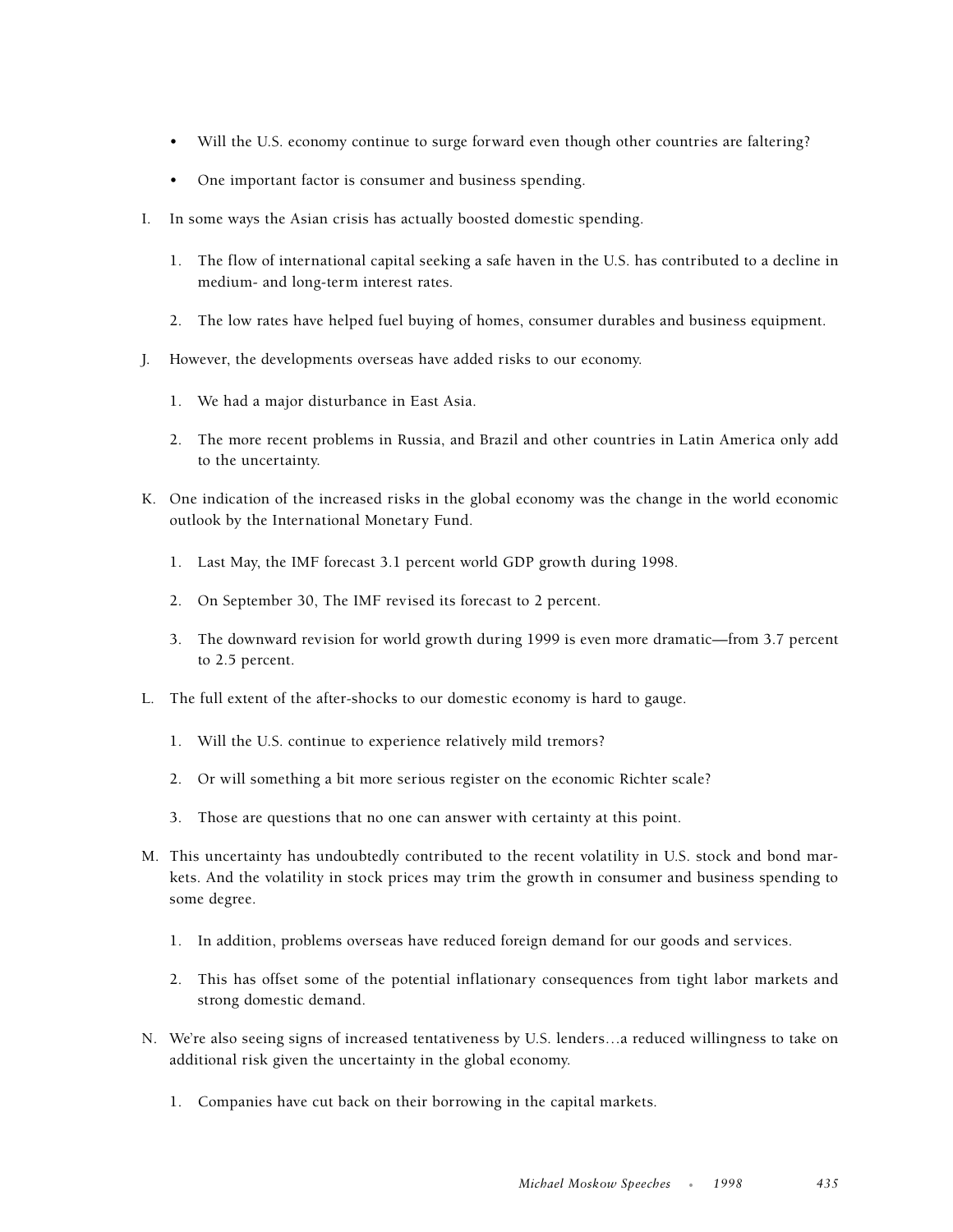- Will the U.S. economy continue to surge forward even though other countries are faltering?
- One important factor is consumer and business spending.

I. In some ways the Asian crisis has actually boosted domestic spending.

   1. The flow of international capital seeking a safe haven in the U.S. has contributed to a decline in medium- and long-term interest rates.
   2. The low rates have helped fuel buying of homes, consumer durables and business equipment.

J. However, the developments overseas have added risks to our economy.

   1. We had a major disturbance in East Asia.
   2. The more recent problems in Russia, and Brazil and other countries in Latin America only add to the uncertainty.

K. One indication of the increased risks in the global economy was the change in the world economic outlook by the International Monetary Fund.

   1. Last May, the IMF forecast 3.1 percent world GDP growth during 1998.
   2. On September 30, The IMF revised its forecast to 2 percent.
   3. The downward revision for world growth during 1999 is even more dramatic—from 3.7 percent to 2.5 percent.

L. The full extent of the after-shocks to our domestic economy is hard to gauge.

   1. Will the U.S. continue to experience relatively mild tremors?
   2. Or will something a bit more serious register on the economic Richter scale?
   3. Those are questions that no one can answer with certainty at this point.

M. This uncertainty has undoubtedly contributed to the recent volatility in U.S. stock and bond markets. And the volatility in stock prices may trim the growth in consumer and business spending to some degree.

   1. In addition, problems overseas have reduced foreign demand for our goods and services.
   2. This has offset some of the potential inflationary consequences from tight labor markets and strong domestic demand.

N. We're also seeing signs of increased tentativeness by U.S. lenders…a reduced willingness to take on additional risk given the uncertainty in the global economy.

   1. Companies have cut back on their borrowing in the capital markets.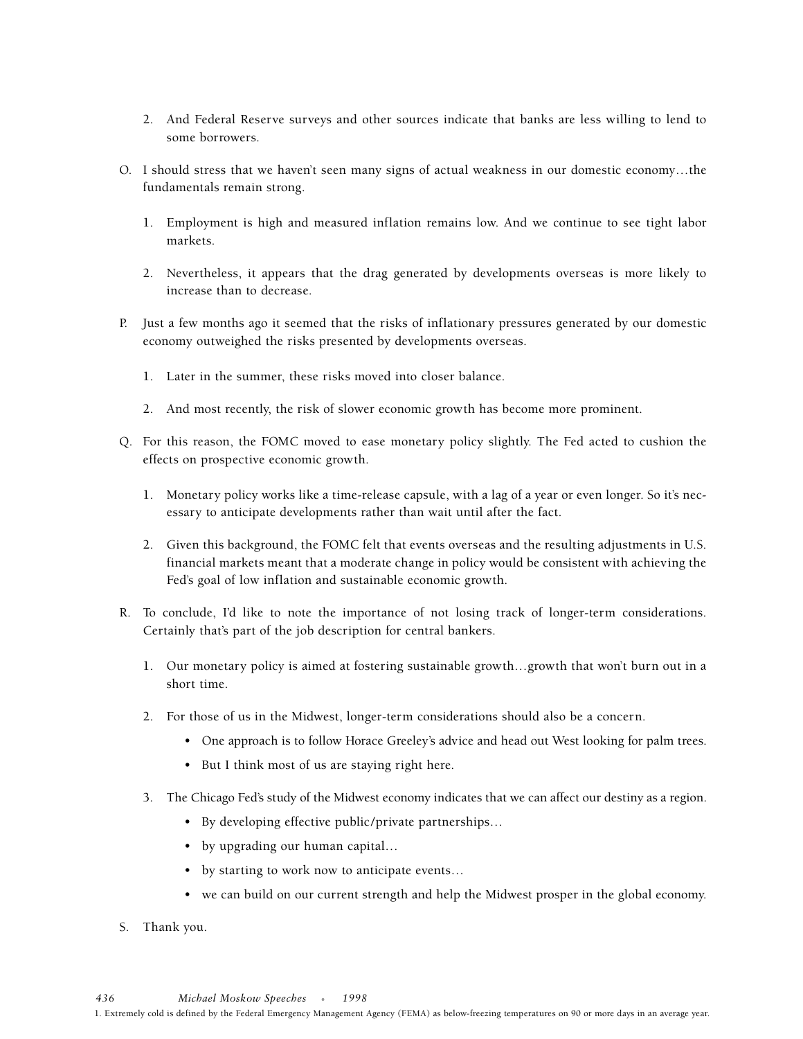2. And Federal Reserve surveys and other sources indicate that banks are less willing to lend to some borrowers.

O. I should stress that we haven't seen many signs of actual weakness in our domestic economy…the fundamentals remain strong.

   1. Employment is high and measured inflation remains low. And we continue to see tight labor markets.

   2. Nevertheless, it appears that the drag generated by developments overseas is more likely to increase than to decrease.

P. Just a few months ago it seemed that the risks of inflationary pressures generated by our domestic economy outweighed the risks presented by developments overseas.

   1. Later in the summer, these risks moved into closer balance.

   2. And most recently, the risk of slower economic growth has become more prominent.

Q. For this reason, the FOMC moved to ease monetary policy slightly. The Fed acted to cushion the effects on prospective economic growth.

   1. Monetary policy works like a time-release capsule, with a lag of a year or even longer. So it's necessary to anticipate developments rather than wait until after the fact.

   2. Given this background, the FOMC felt that events overseas and the resulting adjustments in U.S. financial markets meant that a moderate change in policy would be consistent with achieving the Fed's goal of low inflation and sustainable economic growth.

R. To conclude, I'd like to note the importance of not losing track of longer-term considerations. Certainly that's part of the job description for central bankers.

   1. Our monetary policy is aimed at fostering sustainable growth…growth that won't burn out in a short time.

   2. For those of us in the Midwest, longer-term considerations should also be a concern.

      - One approach is to follow Horace Greeley's advice and head out West looking for palm trees.
      - But I think most of us are staying right here.

   3. The Chicago Fed's study of the Midwest economy indicates that we can affect our destiny as a region.

      - By developing effective public/private partnerships…
      - by upgrading our human capital…
      - by starting to work now to anticipate events…
      - we can build on our current strength and help the Midwest prosper in the global economy.

S. Thank you.

1. Extremely cold is defined by the Federal Emergency Management Agency (FEMA) as below-freezing temperatures on 90 or more days in an average year.